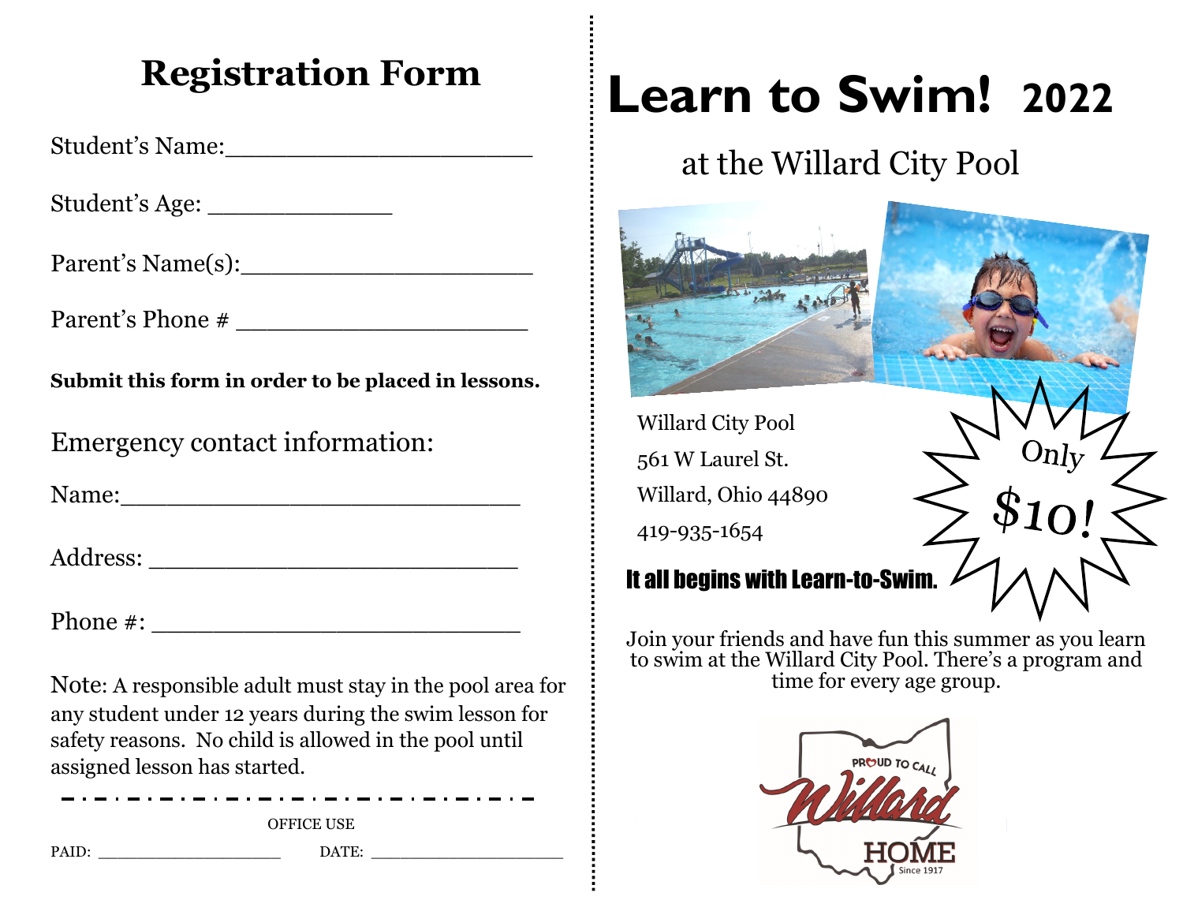# Registration Form

Student's Name:______________________

Student's Age: _____________

Parent's Name(s):_____________________

Parent's Phone # _____________________

**Submit this form in order to be placed in lessons.**

Emergency contact information:

Name:_____________________________

Address: ___________________________

Phone #: ___________________________

Note: A responsible adult must stay in the pool area for any student under 12 years during the swim lesson for safety reasons. No child is allowed in the pool until assigned lesson has started.

OFFICE USE

PAID: ___________________ DATE: ___________________

# Learn to Swim! 2022

## at the Willard City Pool

Willard City Pool
561 W Laurel St.
Willard, Ohio 44890
419-935-1654

Only $10!

**It all begins with Learn-to-Swim.**

Join your friends and have fun this summer as you learn to swim at the Willard City Pool. There's a program and time for every age group.

PROUD TO CALL Willard HOME Since 1917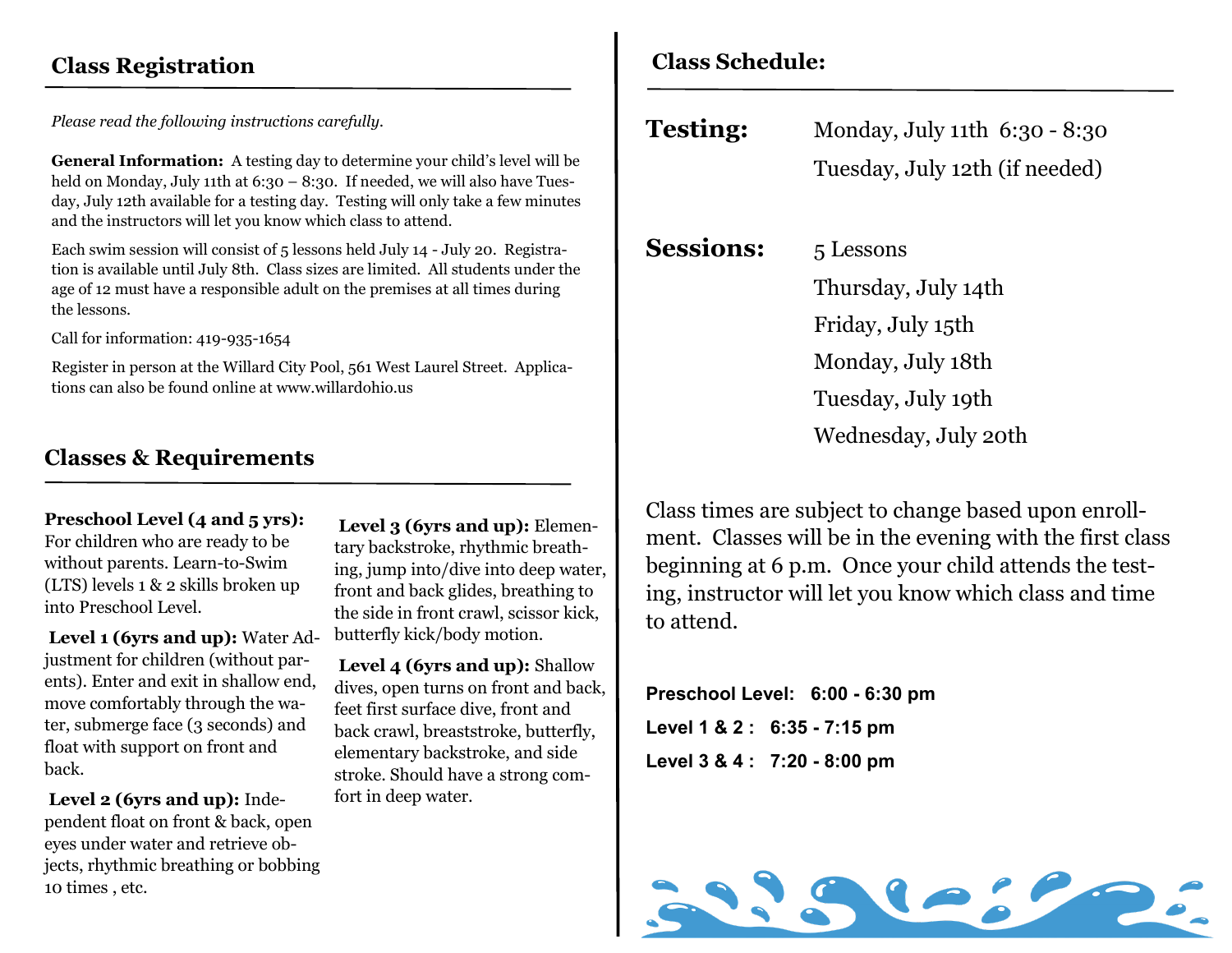## Class Registration

*Please read the following instructions carefully.*

**General Information:** A testing day to determine your child's level will be held on Monday, July 11th at 6:30 – 8:30. If needed, we will also have Tuesday, July 12th available for a testing day. Testing will only take a few minutes and the instructors will let you know which class to attend.

Each swim session will consist of 5 lessons held July 14 - July 20. Registration is available until July 8th. Class sizes are limited. All students under the age of 12 must have a responsible adult on the premises at all times during the lessons.

Call for information: 419-935-1654

Register in person at the Willard City Pool, 561 West Laurel Street. Applications can also be found online at www.willardohio.us

## Classes & Requirements

**Preschool Level (4 and 5 yrs):** For children who are ready to be without parents. Learn-to-Swim (LTS) levels 1 & 2 skills broken up into Preschool Level.

**Level 1 (6yrs and up):** Water Adjustment for children (without parents). Enter and exit in shallow end, move comfortably through the water, submerge face (3 seconds) and float with support on front and back.

**Level 2 (6yrs and up):** Independent float on front & back, open eyes under water and retrieve objects, rhythmic breathing or bobbing 10 times , etc.

**Level 3 (6yrs and up):** Elementary backstroke, rhythmic breathing, jump into/dive into deep water, front and back glides, breathing to the side in front crawl, scissor kick, butterfly kick/body motion.

**Level 4 (6yrs and up):** Shallow dives, open turns on front and back, feet first surface dive, front and back crawl, breaststroke, butterfly, elementary backstroke, and side stroke. Should have a strong comfort in deep water.

## Class Schedule:

**Testing:** Monday, July 11th 6:30 - 8:30
Tuesday, July 12th (if needed)

**Sessions:** 5 Lessons
Thursday, July 14th
Friday, July 15th
Monday, July 18th
Tuesday, July 19th
Wednesday, July 20th

Class times are subject to change based upon enrollment. Classes will be in the evening with the first class beginning at 6 p.m. Once your child attends the testing, instructor will let you know which class and time to attend.

**Preschool Level: 6:00 - 6:30 pm**

**Level 1 & 2 : 6:35 - 7:15 pm**

**Level 3 & 4 : 7:20 - 8:00 pm**